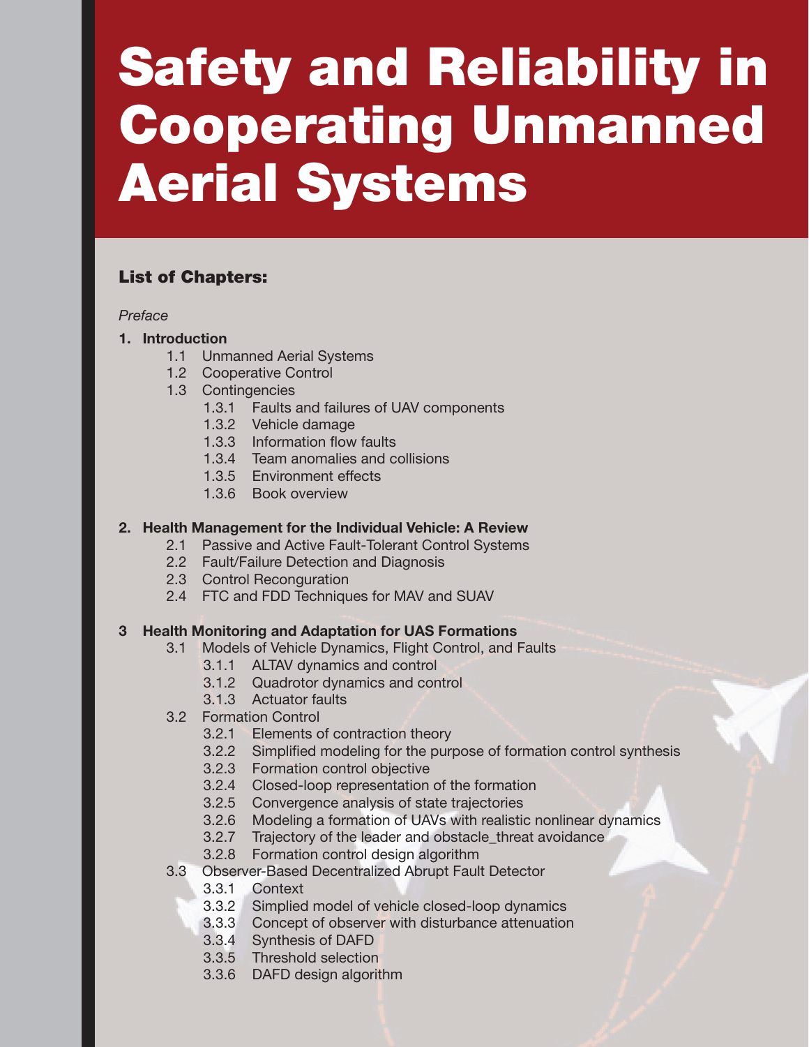# Safety and Reliability in Cooperating Unmanned Aerial Systems

## List of Chapters:

*Preface*

**1. Introduction**

- 1.1 Unmanned Aerial Systems
- 1.2 Cooperative Control
- 1.3 Contingencies
  - 1.3.1 Faults and failures of UAV components
  - 1.3.2 Vehicle damage
  - 1.3.3 Information flow faults
  - 1.3.4 Team anomalies and collisions
  - 1.3.5 Environment effects
  - 1.3.6 Book overview

**2. Health Management for the Individual Vehicle: A Review**

- 2.1 Passive and Active Fault-Tolerant Control Systems
- 2.2 Fault/Failure Detection and Diagnosis
- 2.3 Control Reconguration
- 2.4 FTC and FDD Techniques for MAV and SUAV

**3 Health Monitoring and Adaptation for UAS Formations**

- 3.1 Models of Vehicle Dynamics, Flight Control, and Faults
  - 3.1.1 ALTAV dynamics and control
  - 3.1.2 Quadrotor dynamics and control
  - 3.1.3 Actuator faults
- 3.2 Formation Control
  - 3.2.1 Elements of contraction theory
  - 3.2.2 Simplified modeling for the purpose of formation control synthesis
  - 3.2.3 Formation control objective
  - 3.2.4 Closed-loop representation of the formation
  - 3.2.5 Convergence analysis of state trajectories
  - 3.2.6 Modeling a formation of UAVs with realistic nonlinear dynamics
  - 3.2.7 Trajectory of the leader and obstacle_threat avoidance
  - 3.2.8 Formation control design algorithm
- 3.3 Observer-Based Decentralized Abrupt Fault Detector
  - 3.3.1 Context
  - 3.3.2 Simplied model of vehicle closed-loop dynamics
  - 3.3.3 Concept of observer with disturbance attenuation
  - 3.3.4 Synthesis of DAFD
  - 3.3.5 Threshold selection
  - 3.3.6 DAFD design algorithm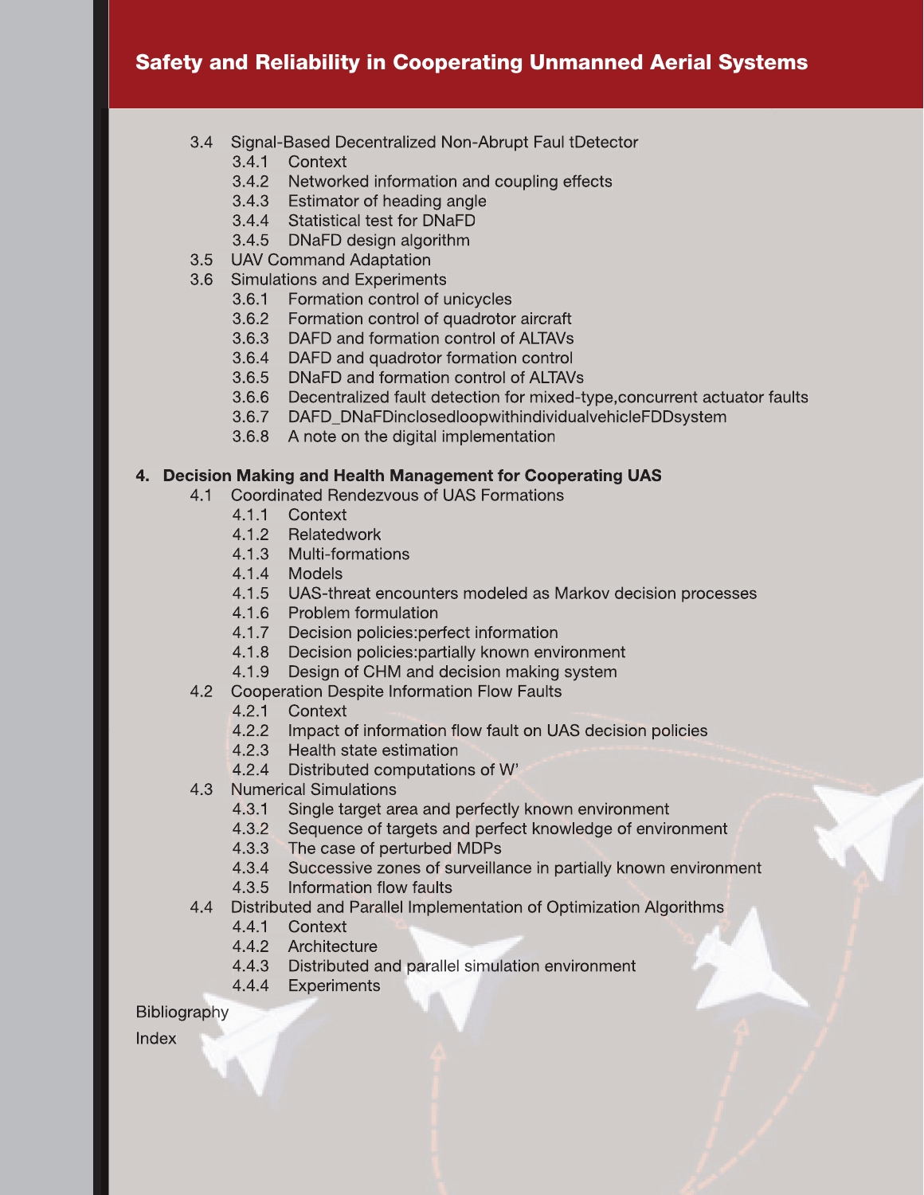- 3.4 Signal-Based Decentralized Non-Abrupt Faul tDetector
  - 3.4.1 Context
  - 3.4.2 Networked information and coupling effects
  - 3.4.3 Estimator of heading angle
  - 3.4.4 Statistical test for DNaFD
  - 3.4.5 DNaFD design algorithm
- 3.5 UAV Command Adaptation
- 3.6 Simulations and Experiments
  - 3.6.1 Formation control of unicycles
  - 3.6.2 Formation control of quadrotor aircraft
  - 3.6.3 DAFD and formation control of ALTAVs
  - 3.6.4 DAFD and quadrotor formation control
  - 3.6.5 DNaFD and formation control of ALTAVs
  - 3.6.6 Decentralized fault detection for mixed-type,concurrent actuator faults
  - 3.6.7 DAFD_DNaFDinclosedloopwithindividualvehicleFDDsystem
  - 3.6.8 A note on the digital implementation

**4. Decision Making and Health Management for Cooperating UAS**

- 4.1 Coordinated Rendezvous of UAS Formations
  - 4.1.1 Context
  - 4.1.2 Relatedwork
  - 4.1.3 Multi-formations
  - 4.1.4 Models
  - 4.1.5 UAS-threat encounters modeled as Markov decision processes
  - 4.1.6 Problem formulation
  - 4.1.7 Decision policies:perfect information
  - 4.1.8 Decision policies:partially known environment
  - 4.1.9 Design of CHM and decision making system
- 4.2 Cooperation Despite Information Flow Faults
  - 4.2.1 Context
  - 4.2.2 Impact of information flow fault on UAS decision policies
  - 4.2.3 Health state estimation
  - 4.2.4 Distributed computations of W'
- 4.3 Numerical Simulations
  - 4.3.1 Single target area and perfectly known environment
  - 4.3.2 Sequence of targets and perfect knowledge of environment
  - 4.3.3 The case of perturbed MDPs
  - 4.3.4 Successive zones of surveillance in partially known environment
  - 4.3.5 Information flow faults
- 4.4 Distributed and Parallel Implementation of Optimization Algorithms
  - 4.4.1 Context
  - 4.4.2 Architecture
  - 4.4.3 Distributed and parallel simulation environment
  - 4.4.4 Experiments

Bibliography

Index